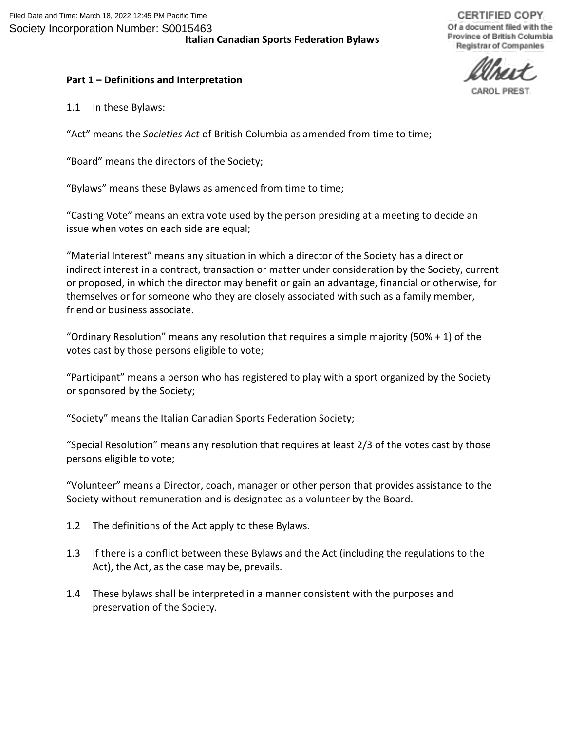Filed Date and Time: March 18, 2022 12:45 PM Pacific Time

Society Incorporation Number: S0015463

CERTIFIED COPY
Of a document filed with the
Province of British Columbia
Registrar of Companies

CAROL PREST

# Italian Canadian Sports Federation Bylaws

## Part 1 – Definitions and Interpretation

1.1 In these Bylaws:

"Act" means the *Societies Act* of British Columbia as amended from time to time;

"Board" means the directors of the Society;

"Bylaws" means these Bylaws as amended from time to time;

"Casting Vote" means an extra vote used by the person presiding at a meeting to decide an issue when votes on each side are equal;

"Material Interest" means any situation in which a director of the Society has a direct or indirect interest in a contract, transaction or matter under consideration by the Society, current or proposed, in which the director may benefit or gain an advantage, financial or otherwise, for themselves or for someone who they are closely associated with such as a family member, friend or business associate.

"Ordinary Resolution" means any resolution that requires a simple majority (50% + 1) of the votes cast by those persons eligible to vote;

"Participant" means a person who has registered to play with a sport organized by the Society or sponsored by the Society;

"Society" means the Italian Canadian Sports Federation Society;

"Special Resolution" means any resolution that requires at least 2/3 of the votes cast by those persons eligible to vote;

"Volunteer" means a Director, coach, manager or other person that provides assistance to the Society without remuneration and is designated as a volunteer by the Board.

1.2 The definitions of the Act apply to these Bylaws.

1.3 If there is a conflict between these Bylaws and the Act (including the regulations to the Act), the Act, as the case may be, prevails.

1.4 These bylaws shall be interpreted in a manner consistent with the purposes and preservation of the Society.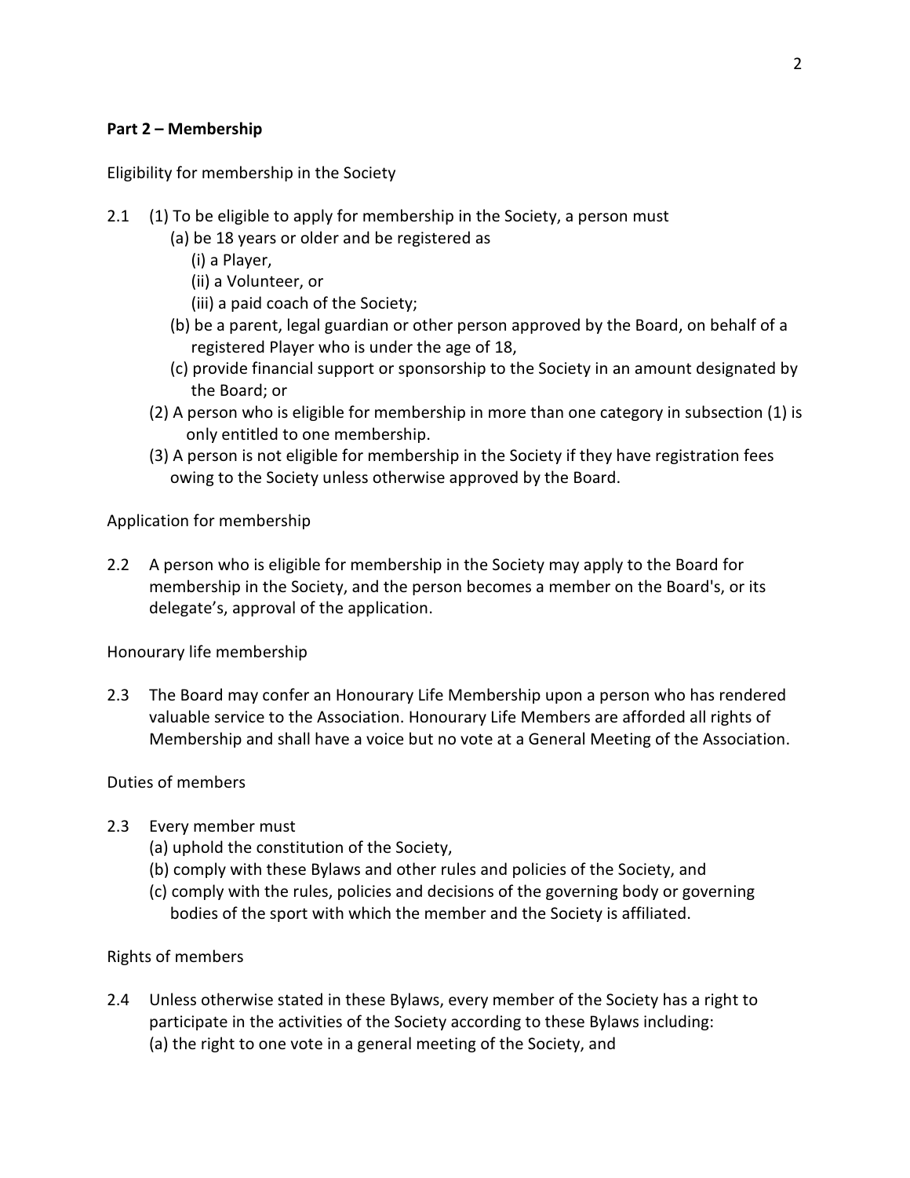**Part 2 – Membership**

Eligibility for membership in the Society

2.1 (1) To be eligible to apply for membership in the Society, a person must

- (a) be 18 years or older and be registered as
  - (i) a Player,
  - (ii) a Volunteer, or
  - (iii) a paid coach of the Society;
- (b) be a parent, legal guardian or other person approved by the Board, on behalf of a registered Player who is under the age of 18,
- (c) provide financial support or sponsorship to the Society in an amount designated by the Board; or

(2) A person who is eligible for membership in more than one category in subsection (1) is only entitled to one membership.

(3) A person is not eligible for membership in the Society if they have registration fees owing to the Society unless otherwise approved by the Board.

Application for membership

2.2 A person who is eligible for membership in the Society may apply to the Board for membership in the Society, and the person becomes a member on the Board's, or its delegate's, approval of the application.

Honourary life membership

2.3 The Board may confer an Honourary Life Membership upon a person who has rendered valuable service to the Association. Honourary Life Members are afforded all rights of Membership and shall have a voice but no vote at a General Meeting of the Association.

Duties of members

2.3 Every member must

- (a) uphold the constitution of the Society,
- (b) comply with these Bylaws and other rules and policies of the Society, and
- (c) comply with the rules, policies and decisions of the governing body or governing bodies of the sport with which the member and the Society is affiliated.

Rights of members

2.4 Unless otherwise stated in these Bylaws, every member of the Society has a right to participate in the activities of the Society according to these Bylaws including:

- (a) the right to one vote in a general meeting of the Society, and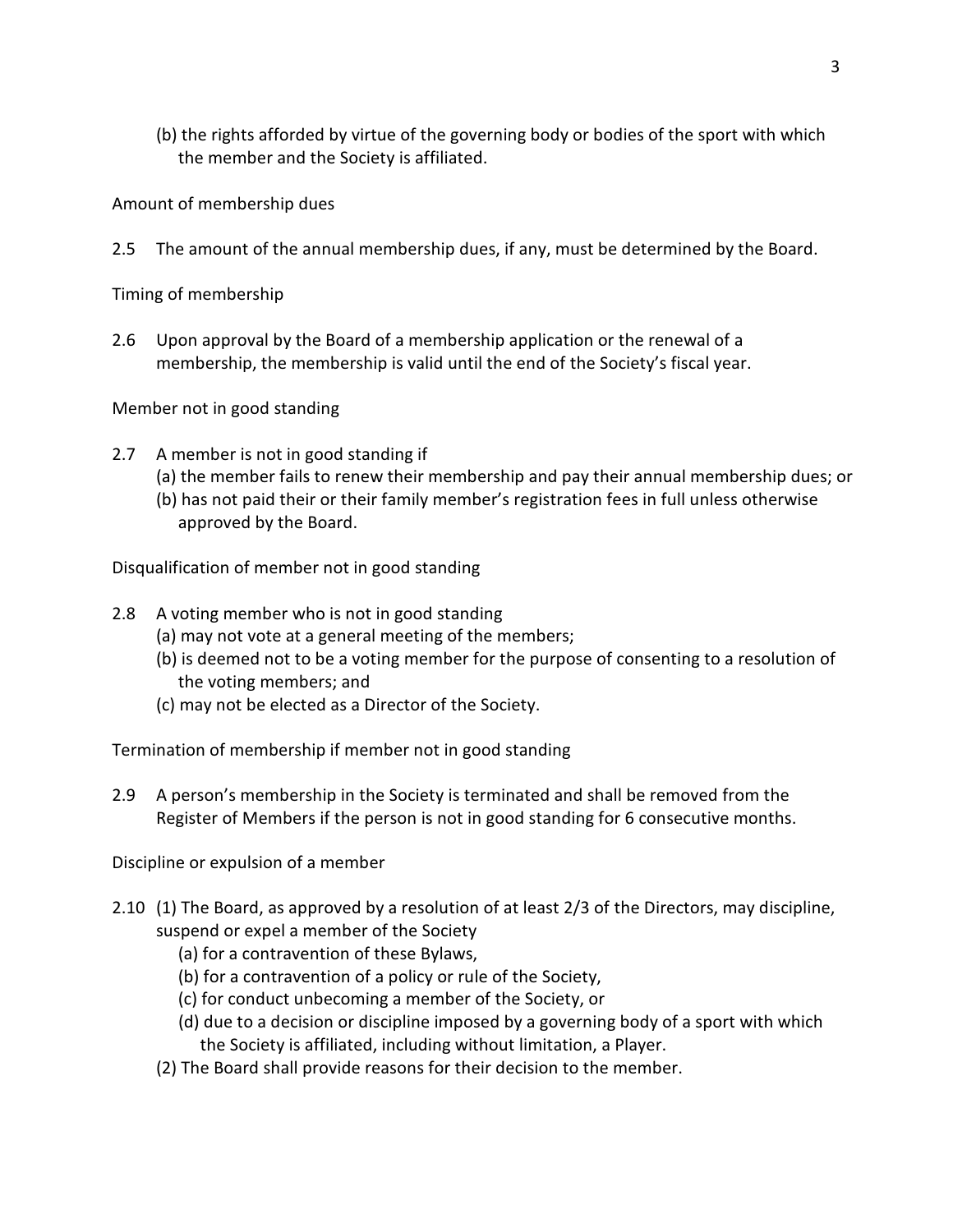(b) the rights afforded by virtue of the governing body or bodies of the sport with which the member and the Society is affiliated.

Amount of membership dues

2.5 The amount of the annual membership dues, if any, must be determined by the Board.

Timing of membership

2.6 Upon approval by the Board of a membership application or the renewal of a membership, the membership is valid until the end of the Society's fiscal year.

Member not in good standing

2.7 A member is not in good standing if
  (a) the member fails to renew their membership and pay their annual membership dues; or
  (b) has not paid their or their family member's registration fees in full unless otherwise approved by the Board.

Disqualification of member not in good standing

2.8 A voting member who is not in good standing
  (a) may not vote at a general meeting of the members;
  (b) is deemed not to be a voting member for the purpose of consenting to a resolution of the voting members; and
  (c) may not be elected as a Director of the Society.

Termination of membership if member not in good standing

2.9 A person's membership in the Society is terminated and shall be removed from the Register of Members if the person is not in good standing for 6 consecutive months.

Discipline or expulsion of a member

2.10 (1) The Board, as approved by a resolution of at least 2/3 of the Directors, may discipline, suspend or expel a member of the Society
  (a) for a contravention of these Bylaws,
  (b) for a contravention of a policy or rule of the Society,
  (c) for conduct unbecoming a member of the Society, or
  (d) due to a decision or discipline imposed by a governing body of a sport with which the Society is affiliated, including without limitation, a Player.

  (2) The Board shall provide reasons for their decision to the member.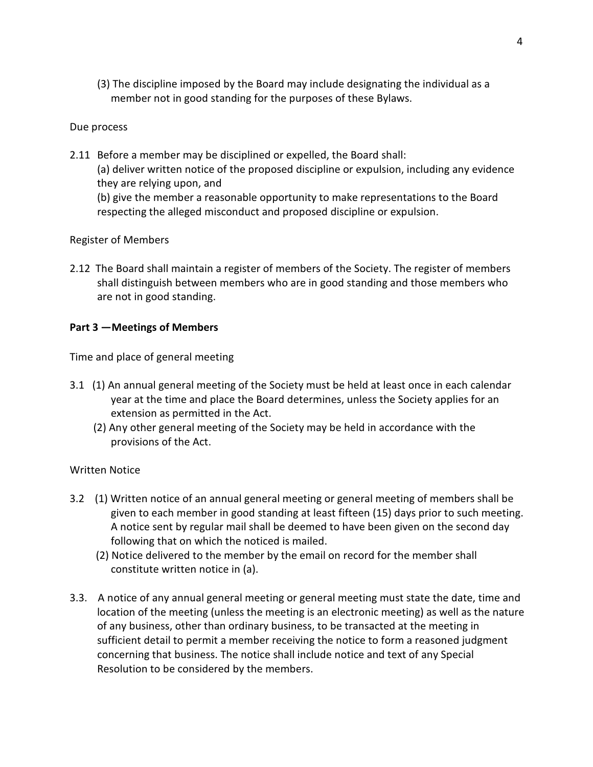(3) The discipline imposed by the Board may include designating the individual as a member not in good standing for the purposes of these Bylaws.

Due process

2.11 Before a member may be disciplined or expelled, the Board shall:
(a) deliver written notice of the proposed discipline or expulsion, including any evidence they are relying upon, and
(b) give the member a reasonable opportunity to make representations to the Board respecting the alleged misconduct and proposed discipline or expulsion.

Register of Members

2.12 The Board shall maintain a register of members of the Society. The register of members shall distinguish between members who are in good standing and those members who are not in good standing.

**Part 3 —Meetings of Members**

Time and place of general meeting

3.1 (1) An annual general meeting of the Society must be held at least once in each calendar year at the time and place the Board determines, unless the Society applies for an extension as permitted in the Act.
(2) Any other general meeting of the Society may be held in accordance with the provisions of the Act.

Written Notice

3.2 (1) Written notice of an annual general meeting or general meeting of members shall be given to each member in good standing at least fifteen (15) days prior to such meeting. A notice sent by regular mail shall be deemed to have been given on the second day following that on which the noticed is mailed.
(2) Notice delivered to the member by the email on record for the member shall constitute written notice in (a).

3.3. A notice of any annual general meeting or general meeting must state the date, time and location of the meeting (unless the meeting is an electronic meeting) as well as the nature of any business, other than ordinary business, to be transacted at the meeting in sufficient detail to permit a member receiving the notice to form a reasoned judgment concerning that business. The notice shall include notice and text of any Special Resolution to be considered by the members.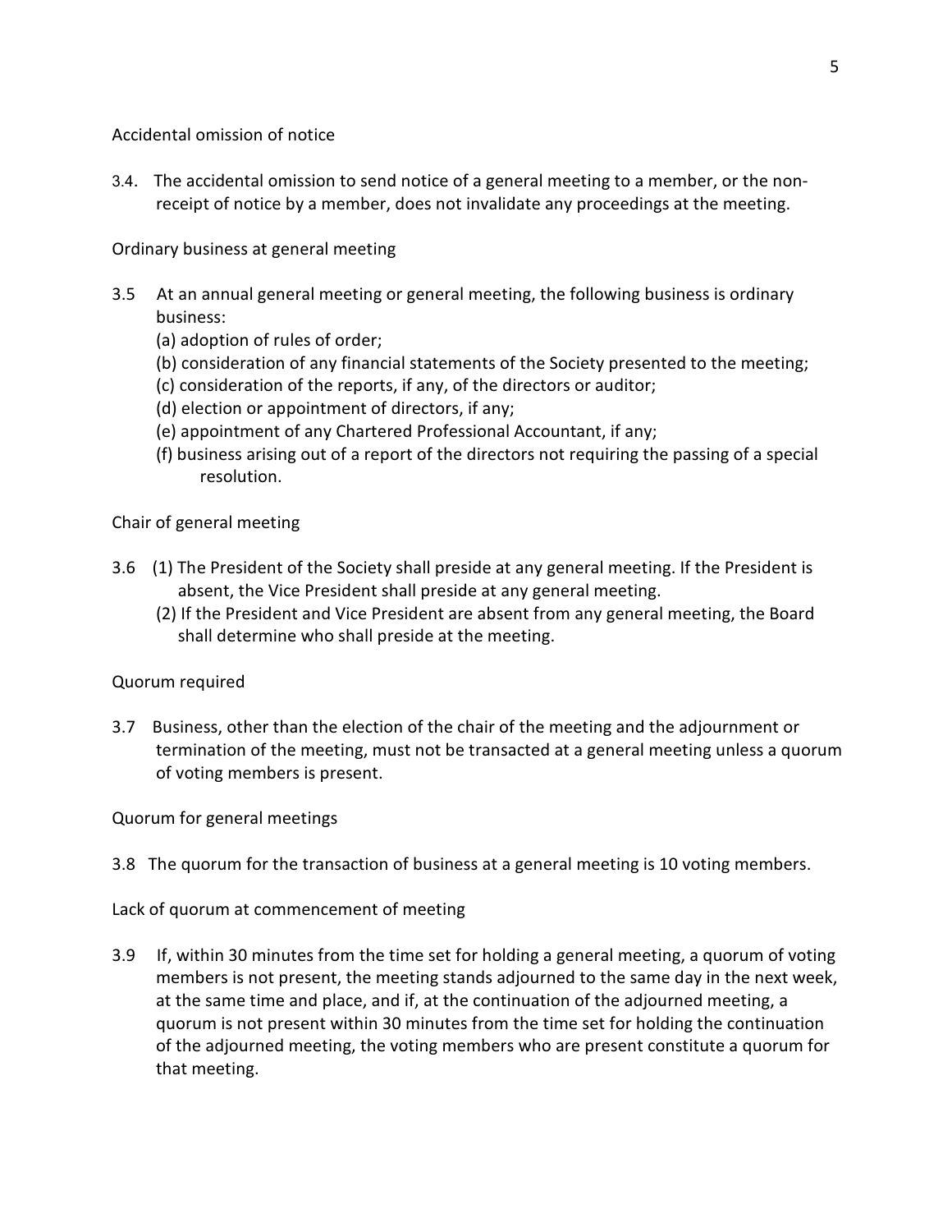Accidental omission of notice

3.4. The accidental omission to send notice of a general meeting to a member, or the non-receipt of notice by a member, does not invalidate any proceedings at the meeting.

Ordinary business at general meeting

3.5 At an annual general meeting or general meeting, the following business is ordinary business:

(a) adoption of rules of order;
(b) consideration of any financial statements of the Society presented to the meeting;
(c) consideration of the reports, if any, of the directors or auditor;
(d) election or appointment of directors, if any;
(e) appointment of any Chartered Professional Accountant, if any;
(f) business arising out of a report of the directors not requiring the passing of a special resolution.

Chair of general meeting

3.6 (1) The President of the Society shall preside at any general meeting. If the President is absent, the Vice President shall preside at any general meeting.
(2) If the President and Vice President are absent from any general meeting, the Board shall determine who shall preside at the meeting.

Quorum required

3.7 Business, other than the election of the chair of the meeting and the adjournment or termination of the meeting, must not be transacted at a general meeting unless a quorum of voting members is present.

Quorum for general meetings

3.8 The quorum for the transaction of business at a general meeting is 10 voting members.

Lack of quorum at commencement of meeting

3.9 If, within 30 minutes from the time set for holding a general meeting, a quorum of voting members is not present, the meeting stands adjourned to the same day in the next week, at the same time and place, and if, at the continuation of the adjourned meeting, a quorum is not present within 30 minutes from the time set for holding the continuation of the adjourned meeting, the voting members who are present constitute a quorum for that meeting.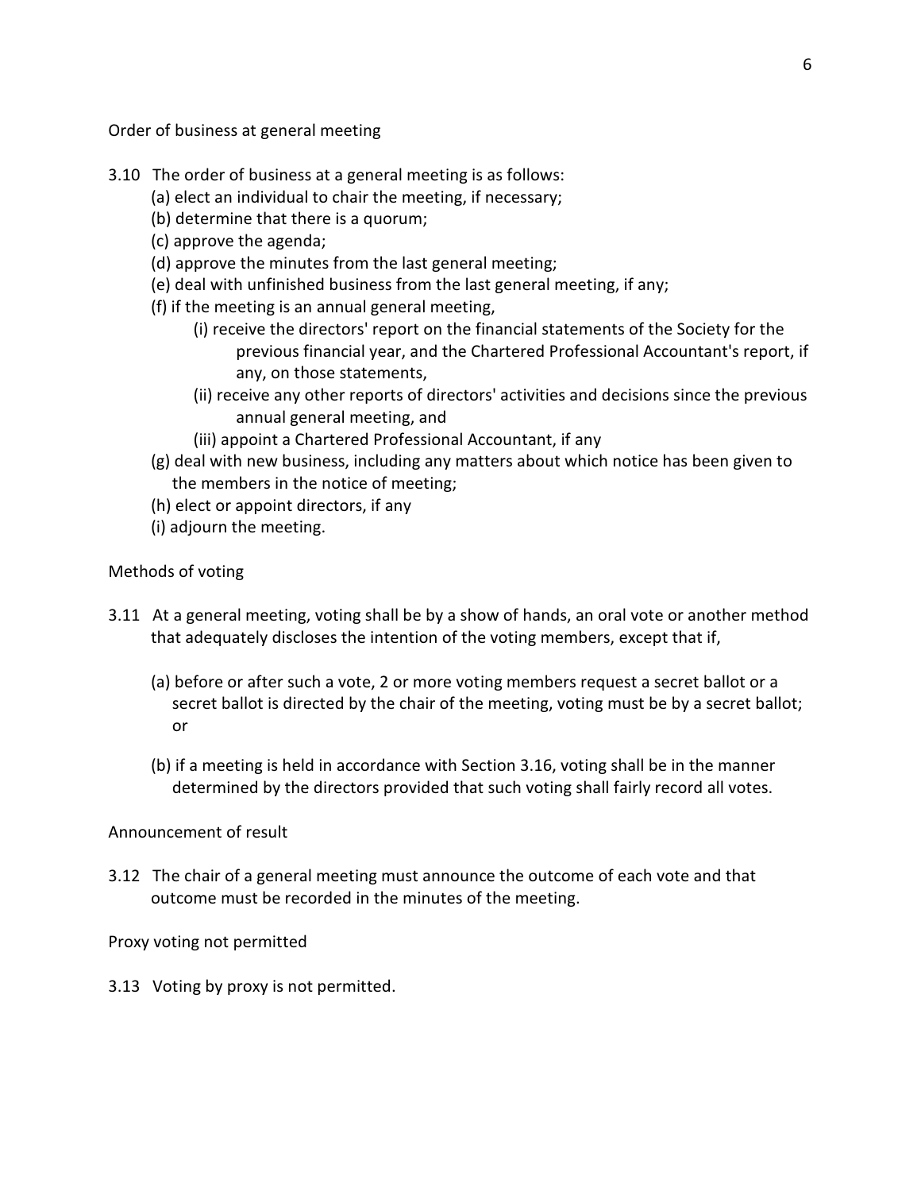Order of business at general meeting

3.10 The order of business at a general meeting is as follows:

(a) elect an individual to chair the meeting, if necessary;
(b) determine that there is a quorum;
(c) approve the agenda;
(d) approve the minutes from the last general meeting;
(e) deal with unfinished business from the last general meeting, if any;
(f) if the meeting is an annual general meeting,
  (i) receive the directors' report on the financial statements of the Society for the previous financial year, and the Chartered Professional Accountant's report, if any, on those statements,
  (ii) receive any other reports of directors' activities and decisions since the previous annual general meeting, and
  (iii) appoint a Chartered Professional Accountant, if any
(g) deal with new business, including any matters about which notice has been given to the members in the notice of meeting;
(h) elect or appoint directors, if any
(i) adjourn the meeting.

Methods of voting

3.11 At a general meeting, voting shall be by a show of hands, an oral vote or another method that adequately discloses the intention of the voting members, except that if,

(a) before or after such a vote, 2 or more voting members request a secret ballot or a secret ballot is directed by the chair of the meeting, voting must be by a secret ballot; or

(b) if a meeting is held in accordance with Section 3.16, voting shall be in the manner determined by the directors provided that such voting shall fairly record all votes.

Announcement of result

3.12 The chair of a general meeting must announce the outcome of each vote and that outcome must be recorded in the minutes of the meeting.

Proxy voting not permitted

3.13 Voting by proxy is not permitted.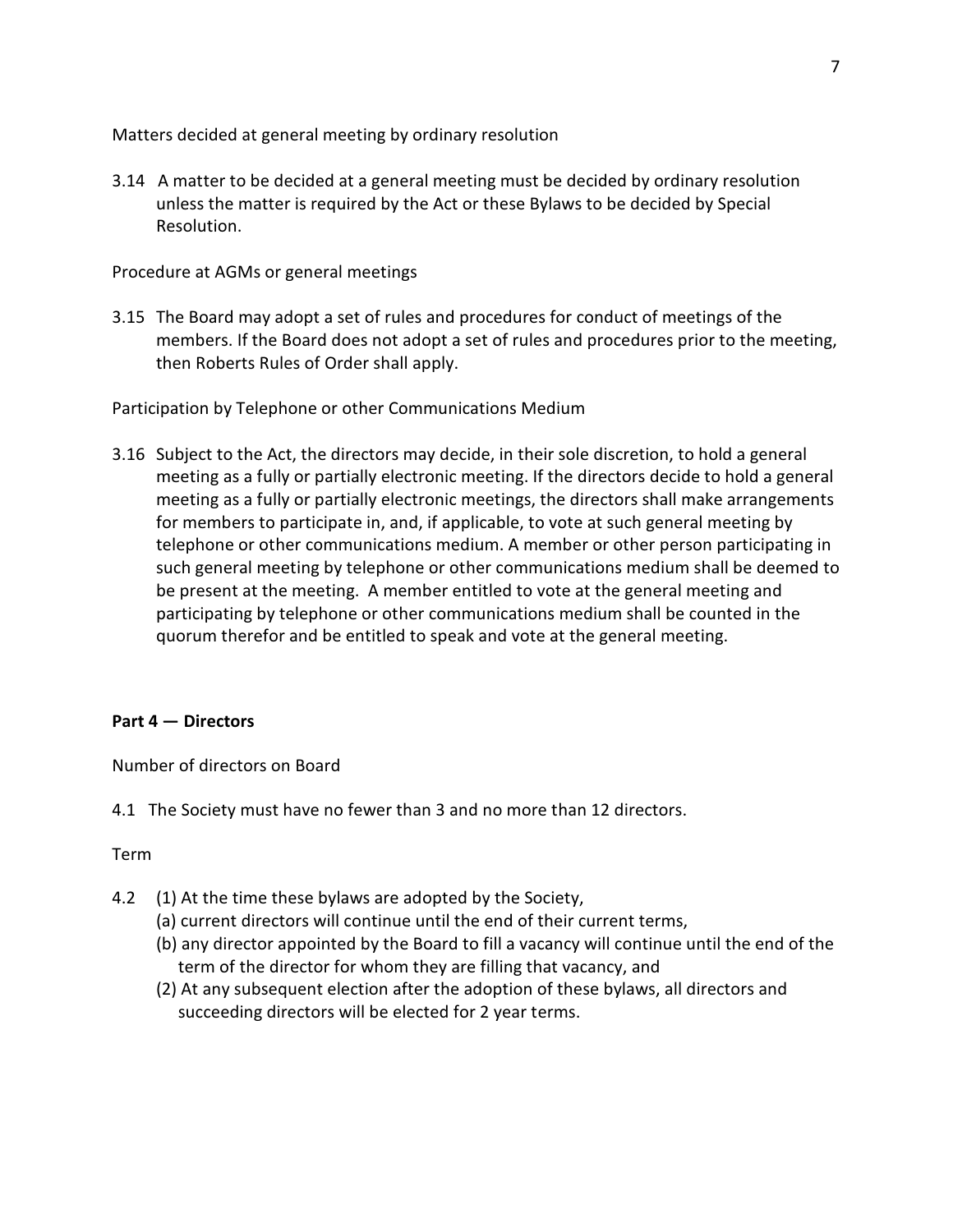Matters decided at general meeting by ordinary resolution

3.14 A matter to be decided at a general meeting must be decided by ordinary resolution unless the matter is required by the Act or these Bylaws to be decided by Special Resolution.

Procedure at AGMs or general meetings

3.15 The Board may adopt a set of rules and procedures for conduct of meetings of the members. If the Board does not adopt a set of rules and procedures prior to the meeting, then Roberts Rules of Order shall apply.

Participation by Telephone or other Communications Medium

3.16 Subject to the Act, the directors may decide, in their sole discretion, to hold a general meeting as a fully or partially electronic meeting. If the directors decide to hold a general meeting as a fully or partially electronic meetings, the directors shall make arrangements for members to participate in, and, if applicable, to vote at such general meeting by telephone or other communications medium. A member or other person participating in such general meeting by telephone or other communications medium shall be deemed to be present at the meeting. A member entitled to vote at the general meeting and participating by telephone or other communications medium shall be counted in the quorum therefor and be entitled to speak and vote at the general meeting.

**Part 4 — Directors**

Number of directors on Board

4.1 The Society must have no fewer than 3 and no more than 12 directors.

Term

4.2 (1) At the time these bylaws are adopted by the Society,

(a) current directors will continue until the end of their current terms,

(b) any director appointed by the Board to fill a vacancy will continue until the end of the term of the director for whom they are filling that vacancy, and

(2) At any subsequent election after the adoption of these bylaws, all directors and succeeding directors will be elected for 2 year terms.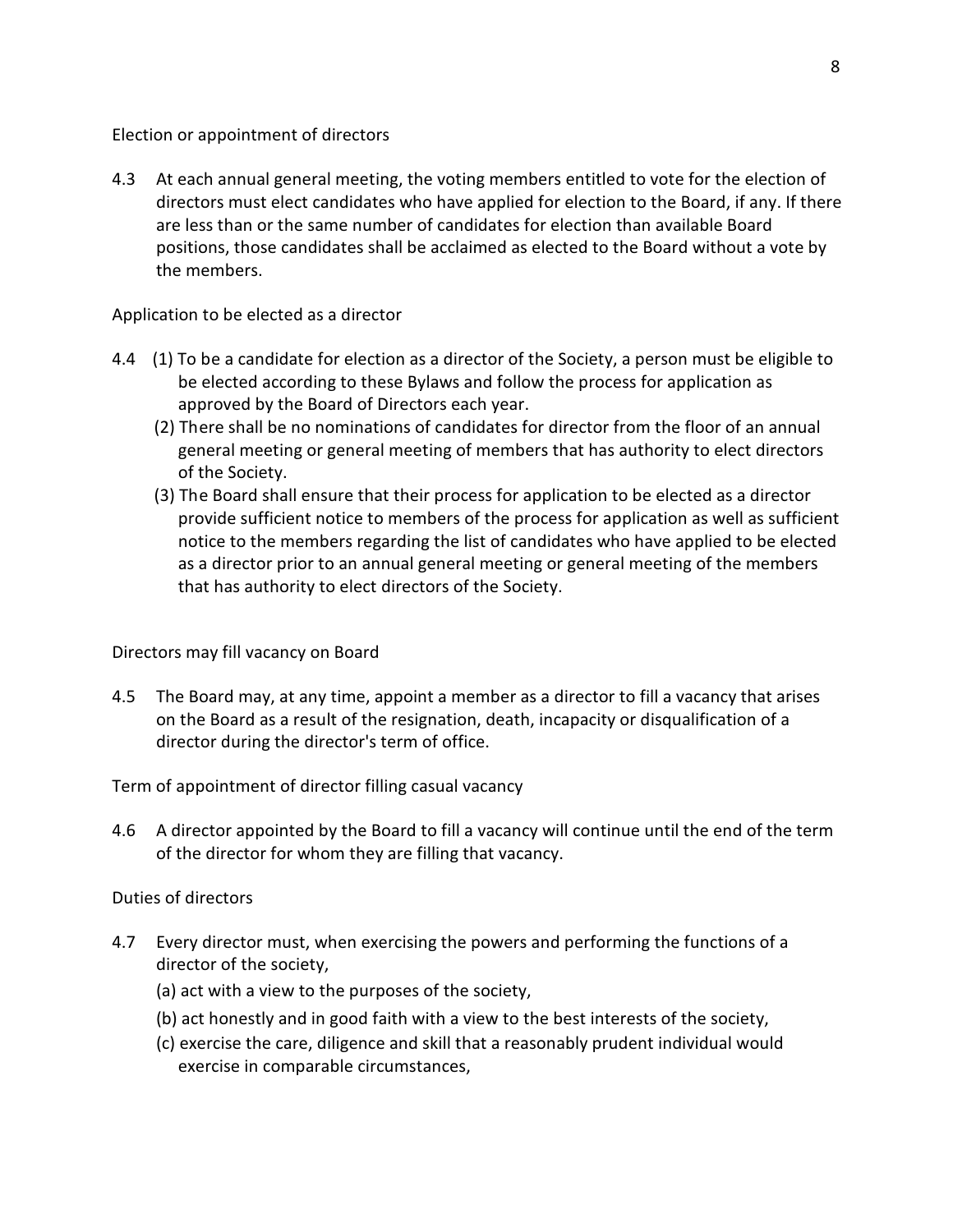Election or appointment of directors

4.3 At each annual general meeting, the voting members entitled to vote for the election of directors must elect candidates who have applied for election to the Board, if any. If there are less than or the same number of candidates for election than available Board positions, those candidates shall be acclaimed as elected to the Board without a vote by the members.

Application to be elected as a director

4.4 (1) To be a candidate for election as a director of the Society, a person must be eligible to be elected according to these Bylaws and follow the process for application as approved by the Board of Directors each year.

(2) There shall be no nominations of candidates for director from the floor of an annual general meeting or general meeting of members that has authority to elect directors of the Society.

(3) The Board shall ensure that their process for application to be elected as a director provide sufficient notice to members of the process for application as well as sufficient notice to the members regarding the list of candidates who have applied to be elected as a director prior to an annual general meeting or general meeting of the members that has authority to elect directors of the Society.

Directors may fill vacancy on Board

4.5 The Board may, at any time, appoint a member as a director to fill a vacancy that arises on the Board as a result of the resignation, death, incapacity or disqualification of a director during the director's term of office.

Term of appointment of director filling casual vacancy

4.6 A director appointed by the Board to fill a vacancy will continue until the end of the term of the director for whom they are filling that vacancy.

Duties of directors

4.7 Every director must, when exercising the powers and performing the functions of a director of the society,

(a) act with a view to the purposes of the society,

(b) act honestly and in good faith with a view to the best interests of the society,

(c) exercise the care, diligence and skill that a reasonably prudent individual would exercise in comparable circumstances,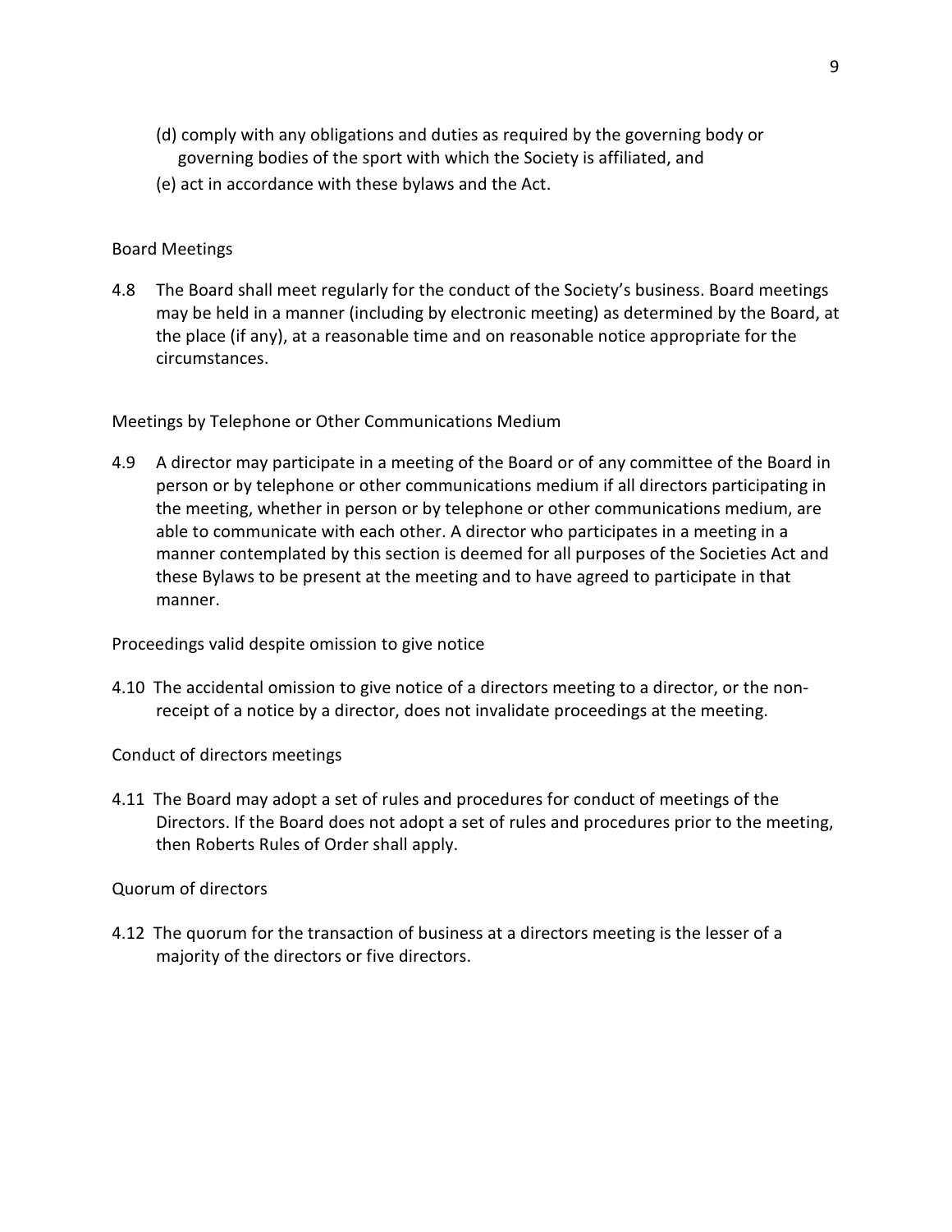(d) comply with any obligations and duties as required by the governing body or governing bodies of the sport with which the Society is affiliated, and

(e) act in accordance with these bylaws and the Act.

Board Meetings

4.8 The Board shall meet regularly for the conduct of the Society's business. Board meetings may be held in a manner (including by electronic meeting) as determined by the Board, at the place (if any), at a reasonable time and on reasonable notice appropriate for the circumstances.

Meetings by Telephone or Other Communications Medium

4.9 A director may participate in a meeting of the Board or of any committee of the Board in person or by telephone or other communications medium if all directors participating in the meeting, whether in person or by telephone or other communications medium, are able to communicate with each other. A director who participates in a meeting in a manner contemplated by this section is deemed for all purposes of the Societies Act and these Bylaws to be present at the meeting and to have agreed to participate in that manner.

Proceedings valid despite omission to give notice

4.10 The accidental omission to give notice of a directors meeting to a director, or the non-receipt of a notice by a director, does not invalidate proceedings at the meeting.

Conduct of directors meetings

4.11 The Board may adopt a set of rules and procedures for conduct of meetings of the Directors. If the Board does not adopt a set of rules and procedures prior to the meeting, then Roberts Rules of Order shall apply.

Quorum of directors

4.12 The quorum for the transaction of business at a directors meeting is the lesser of a majority of the directors or five directors.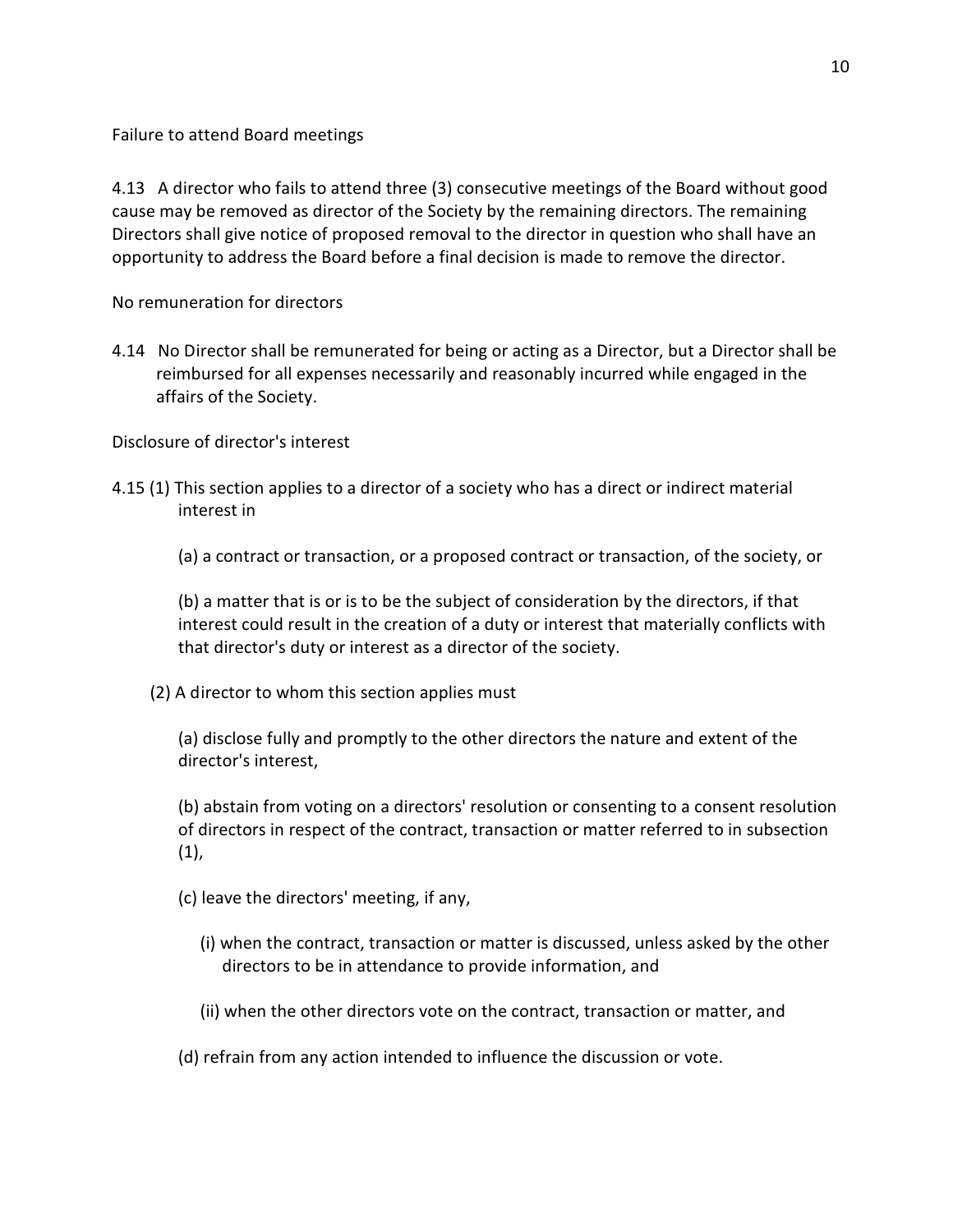Failure to attend Board meetings

4.13 A director who fails to attend three (3) consecutive meetings of the Board without good cause may be removed as director of the Society by the remaining directors. The remaining Directors shall give notice of proposed removal to the director in question who shall have an opportunity to address the Board before a final decision is made to remove the director.

No remuneration for directors

4.14 No Director shall be remunerated for being or acting as a Director, but a Director shall be reimbursed for all expenses necessarily and reasonably incurred while engaged in the affairs of the Society.

Disclosure of director's interest

4.15 (1) This section applies to a director of a society who has a direct or indirect material interest in

(a) a contract or transaction, or a proposed contract or transaction, of the society, or

(b) a matter that is or is to be the subject of consideration by the directors, if that interest could result in the creation of a duty or interest that materially conflicts with that director's duty or interest as a director of the society.

(2) A director to whom this section applies must

(a) disclose fully and promptly to the other directors the nature and extent of the director's interest,

(b) abstain from voting on a directors' resolution or consenting to a consent resolution of directors in respect of the contract, transaction or matter referred to in subsection (1),

(c) leave the directors' meeting, if any,

(i) when the contract, transaction or matter is discussed, unless asked by the other directors to be in attendance to provide information, and

(ii) when the other directors vote on the contract, transaction or matter, and

(d) refrain from any action intended to influence the discussion or vote.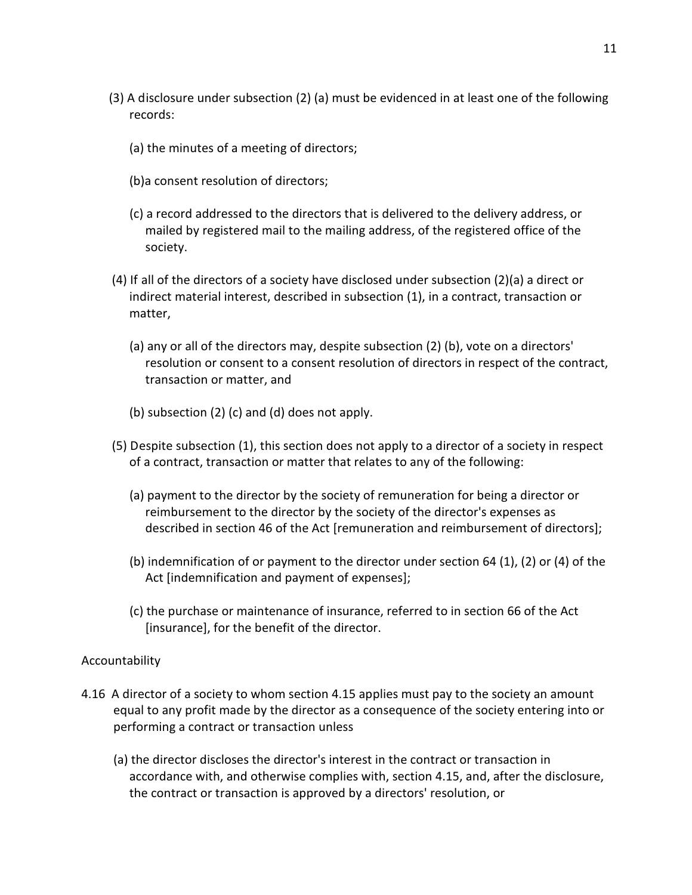(3) A disclosure under subsection (2) (a) must be evidenced in at least one of the following records:

(a) the minutes of a meeting of directors;

(b)a consent resolution of directors;

(c) a record addressed to the directors that is delivered to the delivery address, or mailed by registered mail to the mailing address, of the registered office of the society.

(4) If all of the directors of a society have disclosed under subsection (2)(a) a direct or indirect material interest, described in subsection (1), in a contract, transaction or matter,

(a) any or all of the directors may, despite subsection (2) (b), vote on a directors' resolution or consent to a consent resolution of directors in respect of the contract, transaction or matter, and

(b) subsection (2) (c) and (d) does not apply.

(5) Despite subsection (1), this section does not apply to a director of a society in respect of a contract, transaction or matter that relates to any of the following:

(a) payment to the director by the society of remuneration for being a director or reimbursement to the director by the society of the director's expenses as described in section 46 of the Act [remuneration and reimbursement of directors];

(b) indemnification of or payment to the director under section 64 (1), (2) or (4) of the Act [indemnification and payment of expenses];

(c) the purchase or maintenance of insurance, referred to in section 66 of the Act [insurance], for the benefit of the director.

Accountability

4.16 A director of a society to whom section 4.15 applies must pay to the society an amount equal to any profit made by the director as a consequence of the society entering into or performing a contract or transaction unless

(a) the director discloses the director's interest in the contract or transaction in accordance with, and otherwise complies with, section 4.15, and, after the disclosure, the contract or transaction is approved by a directors' resolution, or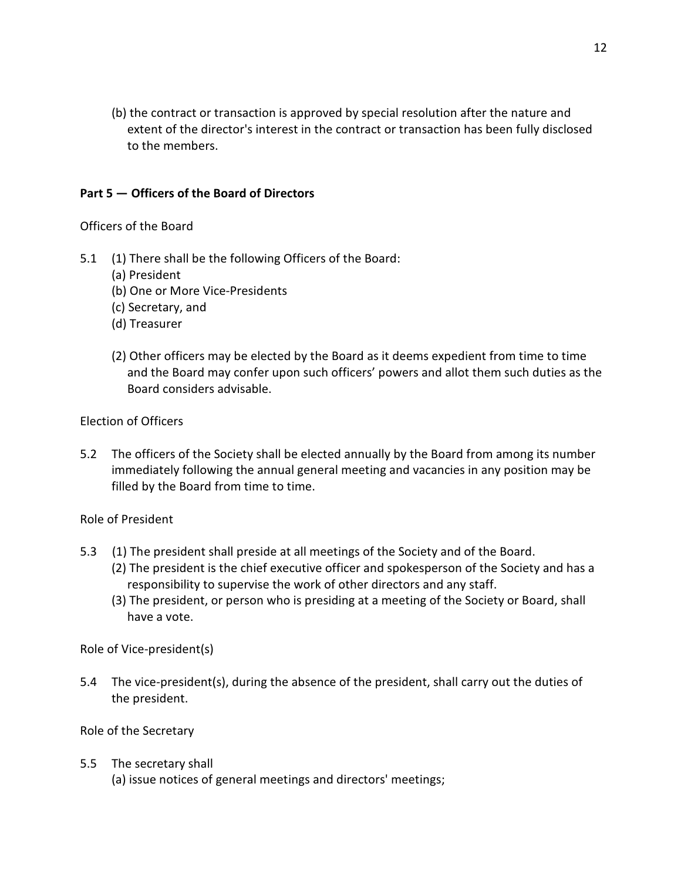(b) the contract or transaction is approved by special resolution after the nature and extent of the director's interest in the contract or transaction has been fully disclosed to the members.

## Part 5 — Officers of the Board of Directors

Officers of the Board

5.1 (1) There shall be the following Officers of the Board:

(a) President
(b) One or More Vice-Presidents
(c) Secretary, and
(d) Treasurer

(2) Other officers may be elected by the Board as it deems expedient from time to time and the Board may confer upon such officers' powers and allot them such duties as the Board considers advisable.

Election of Officers

5.2 The officers of the Society shall be elected annually by the Board from among its number immediately following the annual general meeting and vacancies in any position may be filled by the Board from time to time.

Role of President

5.3 (1) The president shall preside at all meetings of the Society and of the Board.

(2) The president is the chief executive officer and spokesperson of the Society and has a responsibility to supervise the work of other directors and any staff.

(3) The president, or person who is presiding at a meeting of the Society or Board, shall have a vote.

Role of Vice-president(s)

5.4 The vice-president(s), during the absence of the president, shall carry out the duties of the president.

Role of the Secretary

5.5 The secretary shall

(a) issue notices of general meetings and directors' meetings;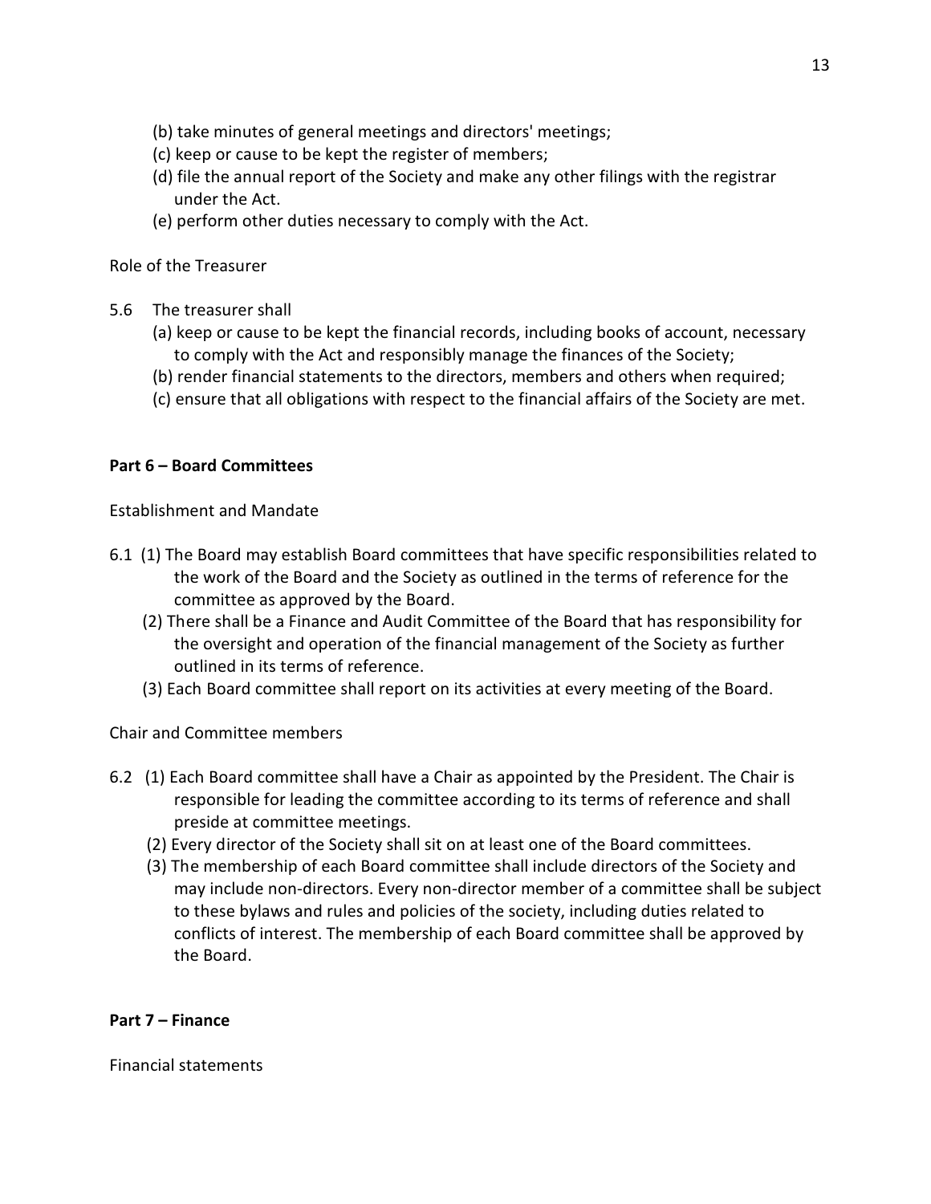(b) take minutes of general meetings and directors' meetings;
(c) keep or cause to be kept the register of members;
(d) file the annual report of the Society and make any other filings with the registrar under the Act.
(e) perform other duties necessary to comply with the Act.

Role of the Treasurer

5.6 The treasurer shall
(a) keep or cause to be kept the financial records, including books of account, necessary to comply with the Act and responsibly manage the finances of the Society;
(b) render financial statements to the directors, members and others when required;
(c) ensure that all obligations with respect to the financial affairs of the Society are met.

**Part 6 – Board Committees**

Establishment and Mandate

6.1 (1) The Board may establish Board committees that have specific responsibilities related to the work of the Board and the Society as outlined in the terms of reference for the committee as approved by the Board.
(2) There shall be a Finance and Audit Committee of the Board that has responsibility for the oversight and operation of the financial management of the Society as further outlined in its terms of reference.
(3) Each Board committee shall report on its activities at every meeting of the Board.

Chair and Committee members

6.2 (1) Each Board committee shall have a Chair as appointed by the President. The Chair is responsible for leading the committee according to its terms of reference and shall preside at committee meetings.
(2) Every director of the Society shall sit on at least one of the Board committees.
(3) The membership of each Board committee shall include directors of the Society and may include non-directors. Every non-director member of a committee shall be subject to these bylaws and rules and policies of the society, including duties related to conflicts of interest. The membership of each Board committee shall be approved by the Board.

**Part 7 – Finance**

Financial statements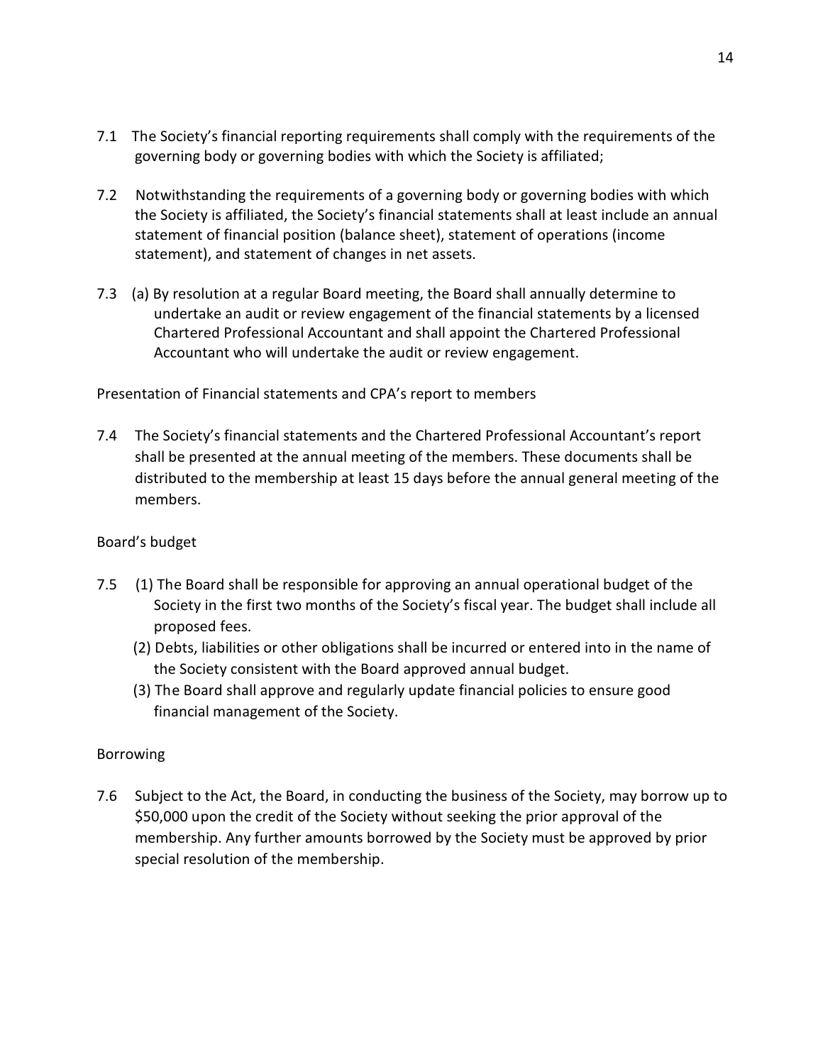7.1 The Society's financial reporting requirements shall comply with the requirements of the governing body or governing bodies with which the Society is affiliated;

7.2 Notwithstanding the requirements of a governing body or governing bodies with which the Society is affiliated, the Society's financial statements shall at least include an annual statement of financial position (balance sheet), statement of operations (income statement), and statement of changes in net assets.

7.3 (a) By resolution at a regular Board meeting, the Board shall annually determine to undertake an audit or review engagement of the financial statements by a licensed Chartered Professional Accountant and shall appoint the Chartered Professional Accountant who will undertake the audit or review engagement.

Presentation of Financial statements and CPA's report to members

7.4 The Society's financial statements and the Chartered Professional Accountant's report shall be presented at the annual meeting of the members. These documents shall be distributed to the membership at least 15 days before the annual general meeting of the members.

Board's budget

7.5 (1) The Board shall be responsible for approving an annual operational budget of the Society in the first two months of the Society's fiscal year. The budget shall include all proposed fees.

(2) Debts, liabilities or other obligations shall be incurred or entered into in the name of the Society consistent with the Board approved annual budget.

(3) The Board shall approve and regularly update financial policies to ensure good financial management of the Society.

Borrowing

7.6 Subject to the Act, the Board, in conducting the business of the Society, may borrow up to $50,000 upon the credit of the Society without seeking the prior approval of the membership. Any further amounts borrowed by the Society must be approved by prior special resolution of the membership.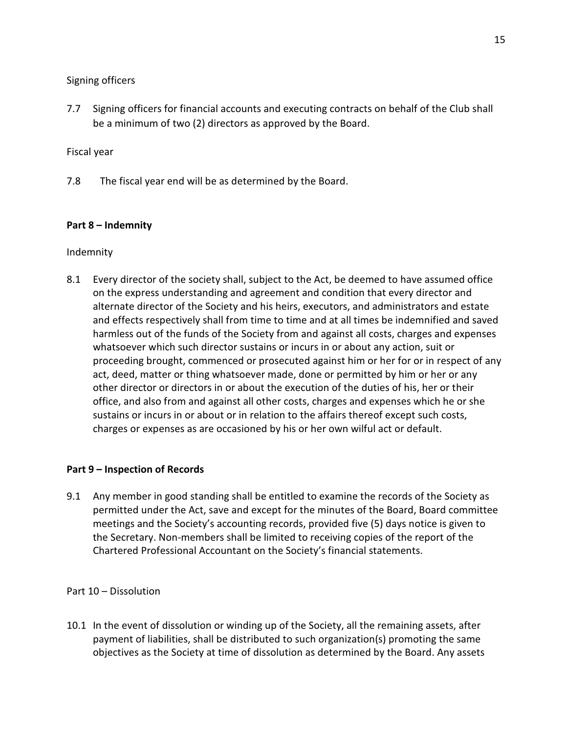Signing officers

7.7 Signing officers for financial accounts and executing contracts on behalf of the Club shall be a minimum of two (2) directors as approved by the Board.

Fiscal year

7.8 The fiscal year end will be as determined by the Board.

## Part 8 – Indemnity

Indemnity

8.1 Every director of the society shall, subject to the Act, be deemed to have assumed office on the express understanding and agreement and condition that every director and alternate director of the Society and his heirs, executors, and administrators and estate and effects respectively shall from time to time and at all times be indemnified and saved harmless out of the funds of the Society from and against all costs, charges and expenses whatsoever which such director sustains or incurs in or about any action, suit or proceeding brought, commenced or prosecuted against him or her for or in respect of any act, deed, matter or thing whatsoever made, done or permitted by him or her or any other director or directors in or about the execution of the duties of his, her or their office, and also from and against all other costs, charges and expenses which he or she sustains or incurs in or about or in relation to the affairs thereof except such costs, charges or expenses as are occasioned by his or her own wilful act or default.

## Part 9 – Inspection of Records

9.1 Any member in good standing shall be entitled to examine the records of the Society as permitted under the Act, save and except for the minutes of the Board, Board committee meetings and the Society's accounting records, provided five (5) days notice is given to the Secretary. Non-members shall be limited to receiving copies of the report of the Chartered Professional Accountant on the Society's financial statements.

Part 10 – Dissolution

10.1 In the event of dissolution or winding up of the Society, all the remaining assets, after payment of liabilities, shall be distributed to such organization(s) promoting the same objectives as the Society at time of dissolution as determined by the Board. Any assets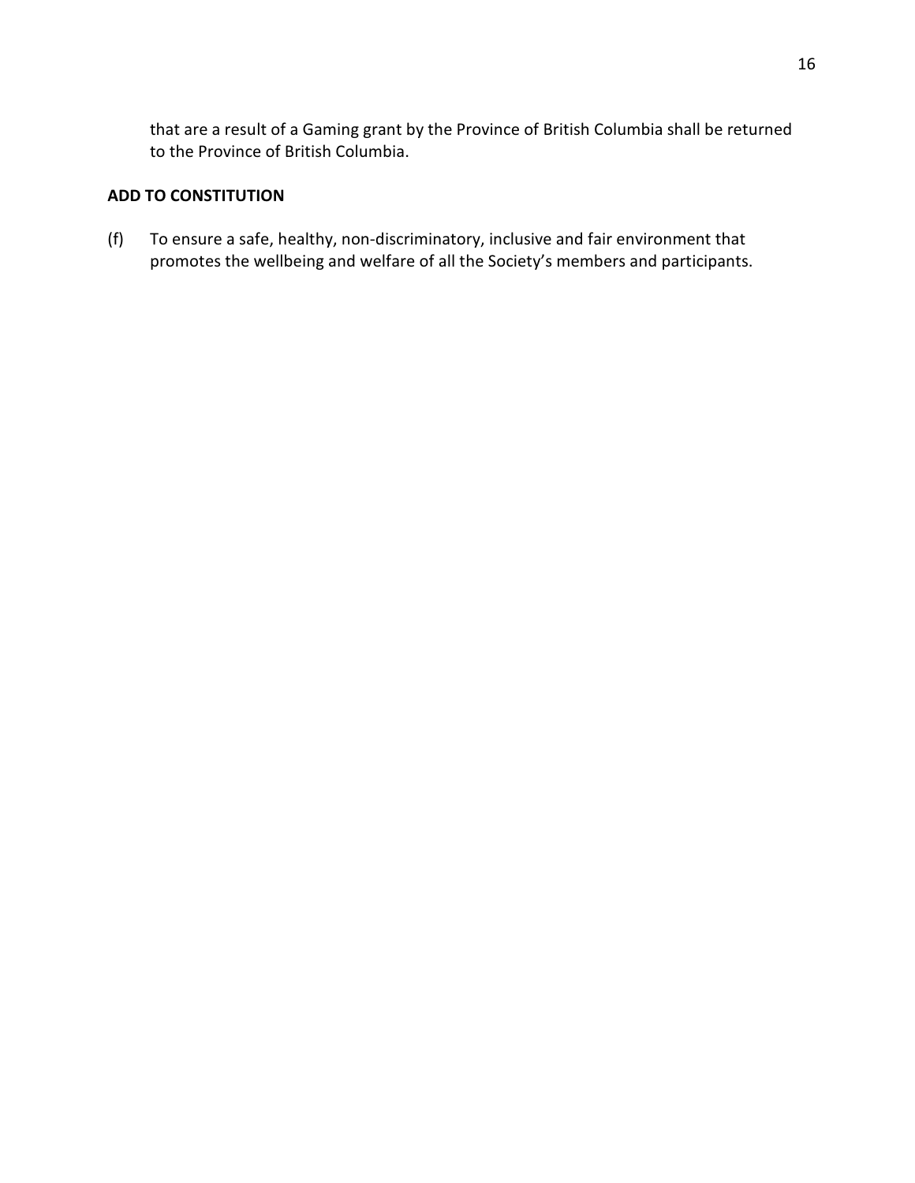that are a result of a Gaming grant by the Province of British Columbia shall be returned to the Province of British Columbia.

**ADD TO CONSTITUTION**

(f) To ensure a safe, healthy, non-discriminatory, inclusive and fair environment that promotes the wellbeing and welfare of all the Society's members and participants.